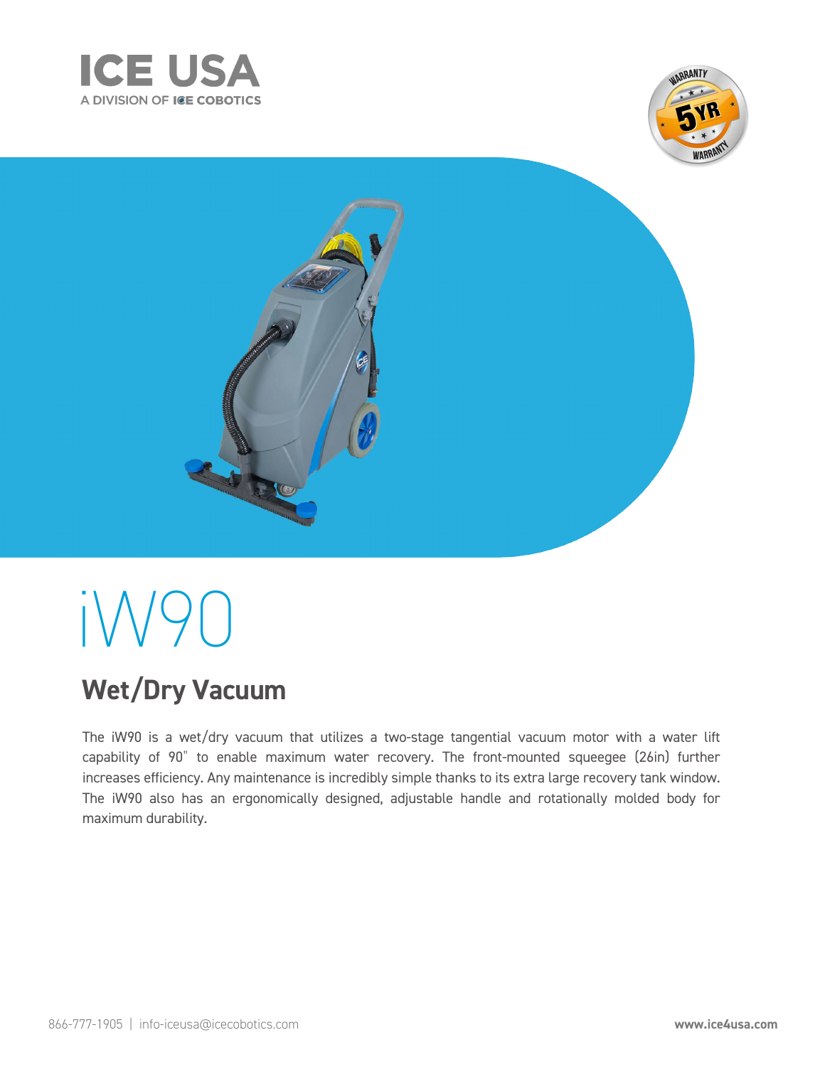ICE USA

A DIVISION OF ICE COBOTICS

# iW90

## Wet/Dry Vacuum

The iW90 is a wet/dry vacuum that utilizes a two-stage tangential vacuum motor with a water lift capability of 90" to enable maximum water recovery. The front-mounted squeegee (26in) further increases efficiency. Any maintenance is incredibly simple thanks to its extra large recovery tank window. The iW90 also has an ergonomically designed, adjustable handle and rotationally molded body for maximum durability.

866-777-1905 | info-iceusa@icecobotics.com

**www.ice4usa.com**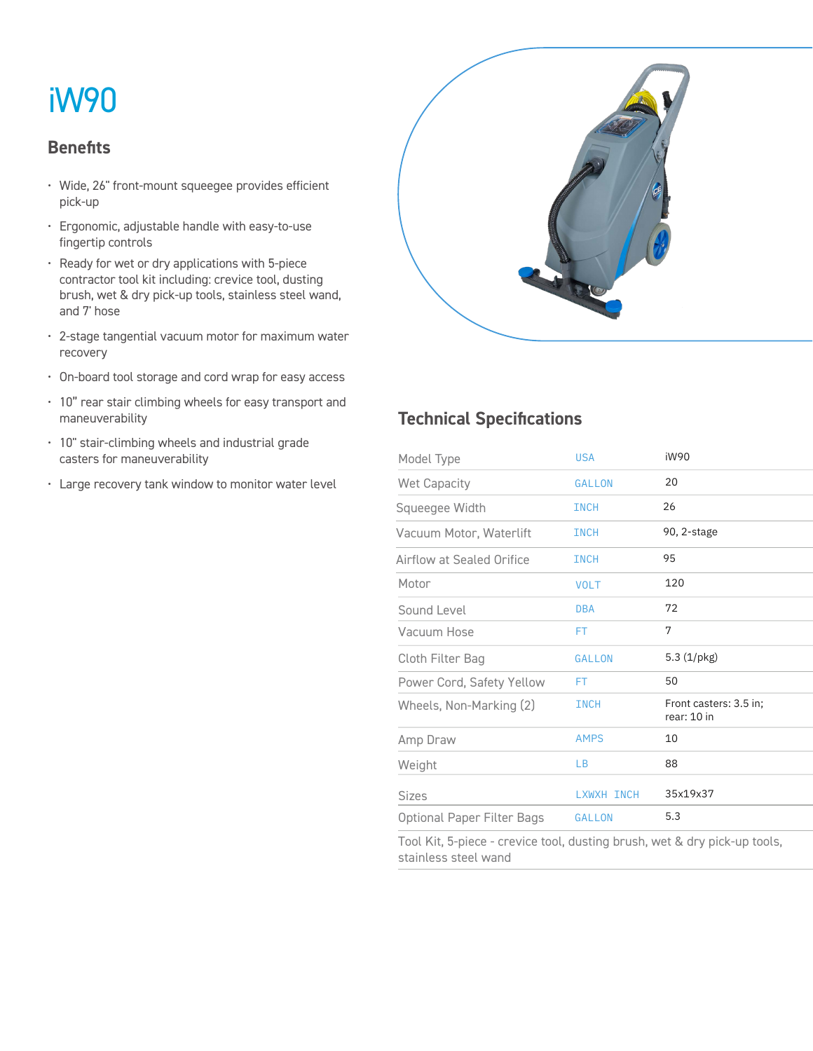# iW90

## Benefits

- Wide, 26" front-mount squeegee provides efficient pick-up
- Ergonomic, adjustable handle with easy-to-use fingertip controls
- Ready for wet or dry applications with 5-piece contractor tool kit including: crevice tool, dusting brush, wet & dry pick-up tools, stainless steel wand, and 7' hose
- 2-stage tangential vacuum motor for maximum water recovery
- On-board tool storage and cord wrap for easy access
- 10" rear stair climbing wheels for easy transport and maneuverability
- 10" stair-climbing wheels and industrial grade casters for maneuverability
- Large recovery tank window to monitor water level

## Technical Specifications

| | | |
|---|---|---|
| Model Type | USA | iW90 |
| Wet Capacity | GALLON | 20 |
| Squeegee Width | INCH | 26 |
| Vacuum Motor, Waterlift | INCH | 90, 2-stage |
| Airflow at Sealed Orifice | INCH | 95 |
| Motor | VOLT | 120 |
| Sound Level | DBA | 72 |
| Vacuum Hose | FT | 7 |
| Cloth Filter Bag | GALLON | 5.3 (1/pkg) |
| Power Cord, Safety Yellow | FT | 50 |
| Wheels, Non-Marking (2) | INCH | Front casters: 3.5 in; rear: 10 in |
| Amp Draw | AMPS | 10 |
| Weight | LB | 88 |
| Sizes | LXWXH INCH | 35x19x37 |
| Optional Paper Filter Bags | GALLON | 5.3 |
| Tool Kit, 5-piece - crevice tool, dusting brush, wet & dry pick-up tools, stainless steel wand | | |